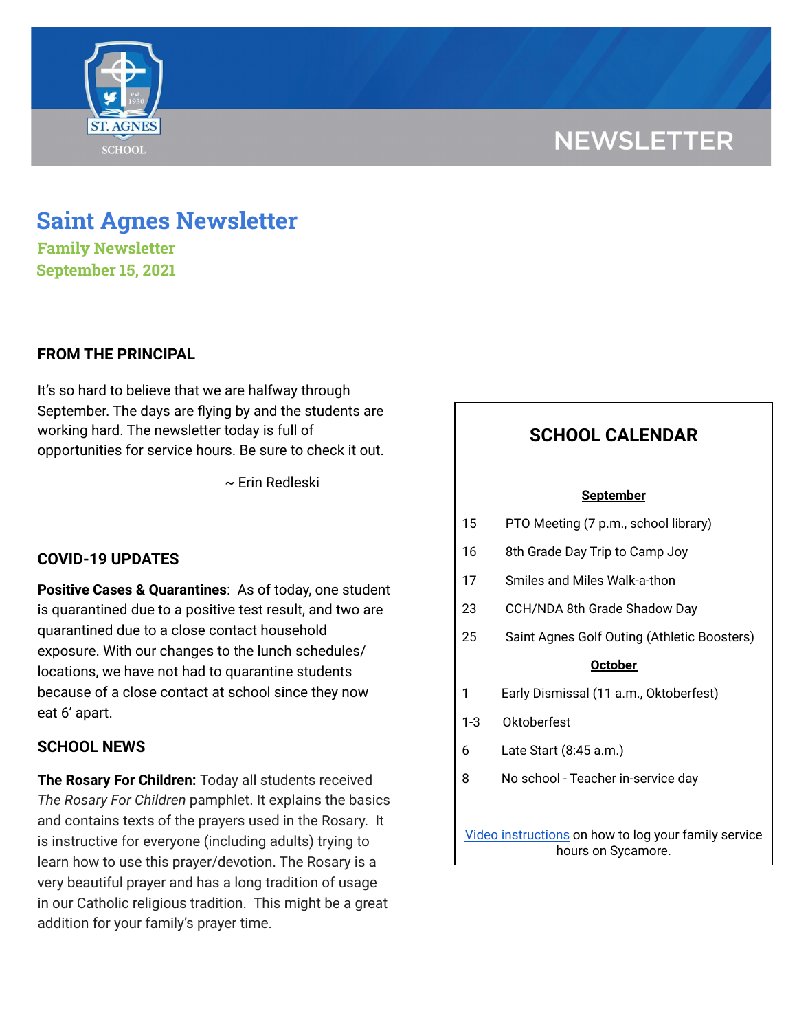NEWSLETTER

# Saint Agnes Newsletter

### Family Newsletter

### September 15, 2021

## FROM THE PRINCIPAL

It's so hard to believe that we are halfway through September. The days are flying by and the students are working hard. The newsletter today is full of opportunities for service hours. Be sure to check it out.

~ Erin Redleski

## COVID-19 UPDATES

**Positive Cases & Quarantines**: As of today, one student is quarantined due to a positive test result, and two are quarantined due to a close contact household exposure. With our changes to the lunch schedules/ locations, we have not had to quarantine students because of a close contact at school since they now eat 6' apart.

## SCHOOL NEWS

**The Rosary For Children:** Today all students received *The Rosary For Children* pamphlet. It explains the basics and contains texts of the prayers used in the Rosary. It is instructive for everyone (including adults) trying to learn how to use this prayer/devotion. The Rosary is a very beautiful prayer and has a long tradition of usage in our Catholic religious tradition. This might be a great addition for your family's prayer time.

## SCHOOL CALENDAR

**September**

| | |
|---|---|
| 15 | PTO Meeting (7 p.m., school library) |
| 16 | 8th Grade Day Trip to Camp Joy |
| 17 | Smiles and Miles Walk-a-thon |
| 23 | CCH/NDA 8th Grade Shadow Day |
| 25 | Saint Agnes Golf Outing (Athletic Boosters) |

**October**

| | |
|---|---|
| 1 | Early Dismissal (11 a.m., Oktoberfest) |
| 1-3 | Oktoberfest |
| 6 | Late Start (8:45 a.m.) |
| 8 | No school - Teacher in-service day |

Video instructions on how to log your family service hours on Sycamore.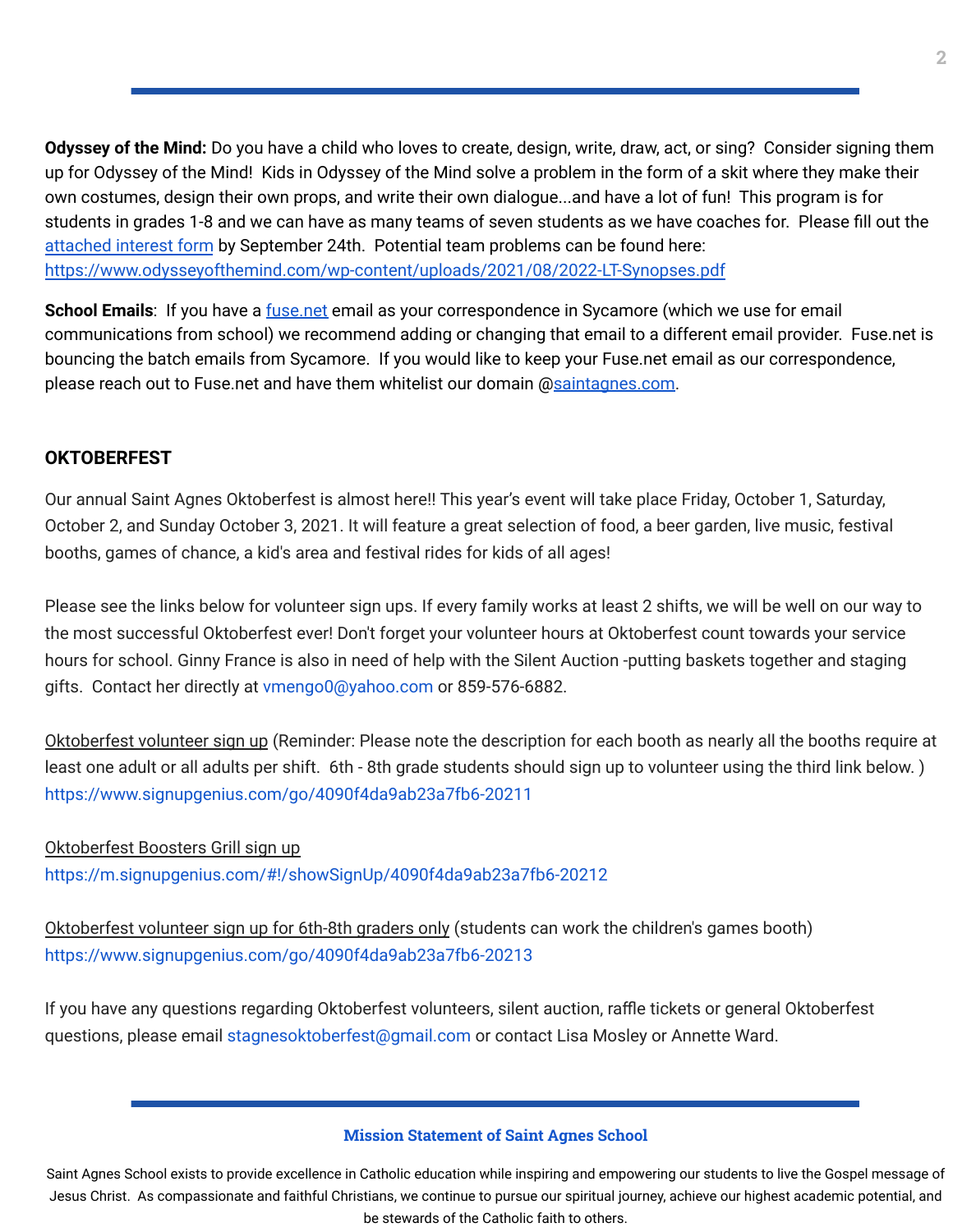**Odyssey of the Mind:** Do you have a child who loves to create, design, write, draw, act, or sing? Consider signing them up for Odyssey of the Mind! Kids in Odyssey of the Mind solve a problem in the form of a skit where they make their own costumes, design their own props, and write their own dialogue...and have a lot of fun! This program is for students in grades 1-8 and we can have as many teams of seven students as we have coaches for. Please fill out the attached interest form by September 24th. Potential team problems can be found here: https://www.odysseyofthemind.com/wp-content/uploads/2021/08/2022-LT-Synopses.pdf

**School Emails**: If you have a fuse.net email as your correspondence in Sycamore (which we use for email communications from school) we recommend adding or changing that email to a different email provider. Fuse.net is bouncing the batch emails from Sycamore. If you would like to keep your Fuse.net email as our correspondence, please reach out to Fuse.net and have them whitelist our domain @saintagnes.com.

**OKTOBERFEST**

Our annual Saint Agnes Oktoberfest is almost here!! This year's event will take place Friday, October 1, Saturday, October 2, and Sunday October 3, 2021. It will feature a great selection of food, a beer garden, live music, festival booths, games of chance, a kid's area and festival rides for kids of all ages!

Please see the links below for volunteer sign ups. If every family works at least 2 shifts, we will be well on our way to the most successful Oktoberfest ever! Don't forget your volunteer hours at Oktoberfest count towards your service hours for school. Ginny France is also in need of help with the Silent Auction -putting baskets together and staging gifts. Contact her directly at vmengo0@yahoo.com or 859-576-6882.

Oktoberfest volunteer sign up (Reminder: Please note the description for each booth as nearly all the booths require at least one adult or all adults per shift. 6th - 8th grade students should sign up to volunteer using the third link below. )
https://www.signupgenius.com/go/4090f4da9ab23a7fb6-20211

Oktoberfest Boosters Grill sign up
https://m.signupgenius.com/#!/showSignUp/4090f4da9ab23a7fb6-20212

Oktoberfest volunteer sign up for 6th-8th graders only (students can work the children's games booth)
https://www.signupgenius.com/go/4090f4da9ab23a7fb6-20213

If you have any questions regarding Oktoberfest volunteers, silent auction, raffle tickets or general Oktoberfest questions, please email stagnesoktoberfest@gmail.com or contact Lisa Mosley or Annette Ward.

**Mission Statement of Saint Agnes School**

Saint Agnes School exists to provide excellence in Catholic education while inspiring and empowering our students to live the Gospel message of Jesus Christ. As compassionate and faithful Christians, we continue to pursue our spiritual journey, achieve our highest academic potential, and be stewards of the Catholic faith to others.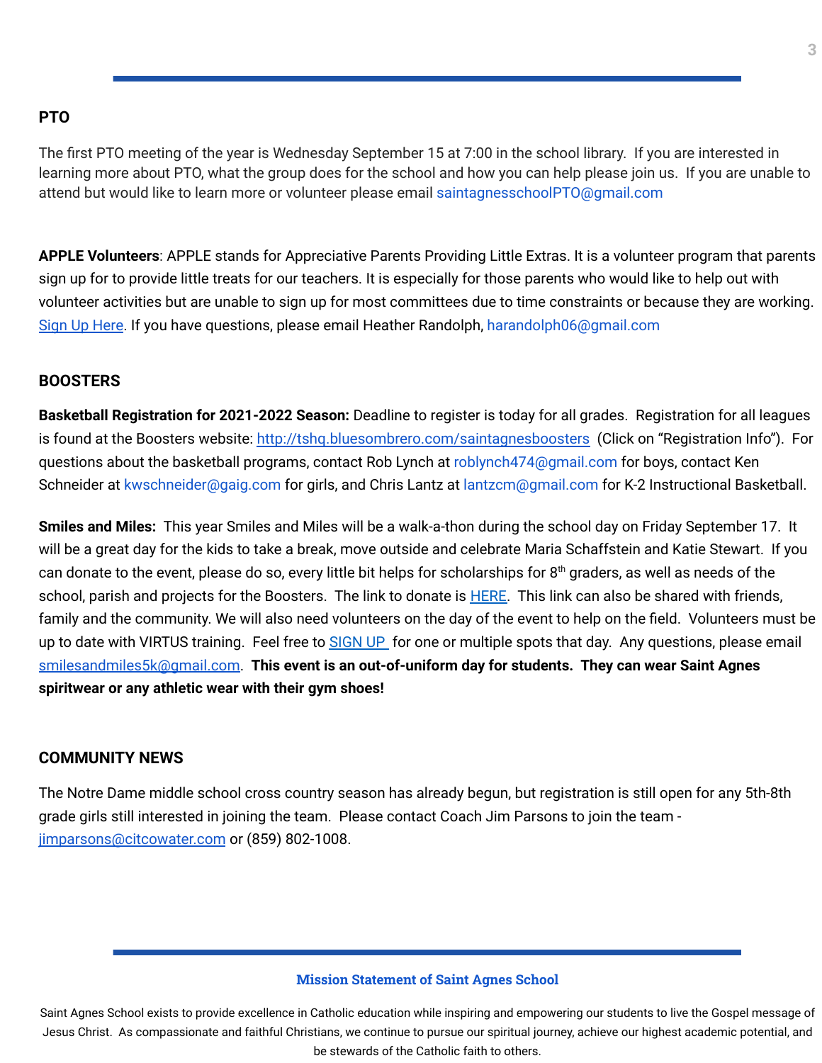## PTO

The first PTO meeting of the year is Wednesday September 15 at 7:00 in the school library. If you are interested in learning more about PTO, what the group does for the school and how you can help please join us. If you are unable to attend but would like to learn more or volunteer please email saintagnesschoolPTO@gmail.com

**APPLE Volunteers**: APPLE stands for Appreciative Parents Providing Little Extras. It is a volunteer program that parents sign up for to provide little treats for our teachers. It is especially for those parents who would like to help out with volunteer activities but are unable to sign up for most committees due to time constraints or because they are working. Sign Up Here. If you have questions, please email Heather Randolph, harandolph06@gmail.com

## BOOSTERS

**Basketball Registration for 2021-2022 Season:** Deadline to register is today for all grades. Registration for all leagues is found at the Boosters website: http://tshq.bluesombrero.com/saintagnesboosters (Click on "Registration Info"). For questions about the basketball programs, contact Rob Lynch at roblynch474@gmail.com for boys, contact Ken Schneider at kwschneider@gaig.com for girls, and Chris Lantz at lantzcm@gmail.com for K-2 Instructional Basketball.

**Smiles and Miles:** This year Smiles and Miles will be a walk-a-thon during the school day on Friday September 17. It will be a great day for the kids to take a break, move outside and celebrate Maria Schaffstein and Katie Stewart. If you can donate to the event, please do so, every little bit helps for scholarships for 8th graders, as well as needs of the school, parish and projects for the Boosters. The link to donate is HERE. This link can also be shared with friends, family and the community. We will also need volunteers on the day of the event to help on the field. Volunteers must be up to date with VIRTUS training. Feel free to SIGN UP for one or multiple spots that day. Any questions, please email smilesandmiles5k@gmail.com. **This event is an out-of-uniform day for students. They can wear Saint Agnes spiritwear or any athletic wear with their gym shoes!**

## COMMUNITY NEWS

The Notre Dame middle school cross country season has already begun, but registration is still open for any 5th-8th grade girls still interested in joining the team. Please contact Coach Jim Parsons to join the team - jimparsons@citcowater.com or (859) 802-1008.

**Mission Statement of Saint Agnes School**

Saint Agnes School exists to provide excellence in Catholic education while inspiring and empowering our students to live the Gospel message of Jesus Christ. As compassionate and faithful Christians, we continue to pursue our spiritual journey, achieve our highest academic potential, and be stewards of the Catholic faith to others.